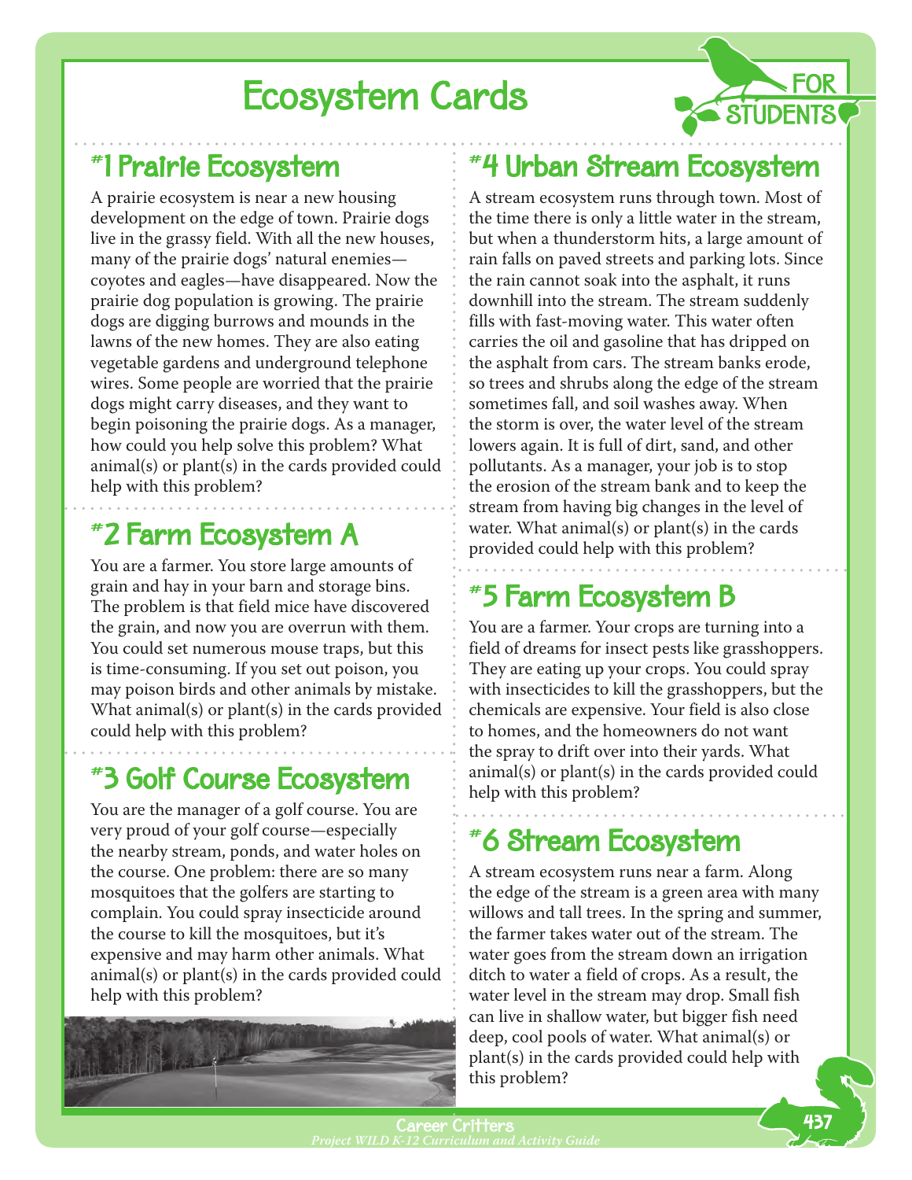# Ecosystem Cards

FOR STUDENTS

## #1 Prairie Ecosystem

A prairie ecosystem is near a new housing development on the edge of town. Prairie dogs live in the grassy field. With all the new houses, many of the prairie dogs' natural enemies—coyotes and eagles—have disappeared. Now the prairie dog population is growing. The prairie dogs are digging burrows and mounds in the lawns of the new homes. They are also eating vegetable gardens and underground telephone wires. Some people are worried that the prairie dogs might carry diseases, and they want to begin poisoning the prairie dogs. As a manager, how could you help solve this problem? What animal(s) or plant(s) in the cards provided could help with this problem?

## #2 Farm Ecosystem A

You are a farmer. You store large amounts of grain and hay in your barn and storage bins. The problem is that field mice have discovered the grain, and now you are overrun with them. You could set numerous mouse traps, but this is time-consuming. If you set out poison, you may poison birds and other animals by mistake. What animal(s) or plant(s) in the cards provided could help with this problem?

## #3 Golf Course Ecosystem

You are the manager of a golf course. You are very proud of your golf course—especially the nearby stream, ponds, and water holes on the course. One problem: there are so many mosquitoes that the golfers are starting to complain. You could spray insecticide around the course to kill the mosquitoes, but it's expensive and may harm other animals. What animal(s) or plant(s) in the cards provided could help with this problem?

## #4 Urban Stream Ecosystem

A stream ecosystem runs through town. Most of the time there is only a little water in the stream, but when a thunderstorm hits, a large amount of rain falls on paved streets and parking lots. Since the rain cannot soak into the asphalt, it runs downhill into the stream. The stream suddenly fills with fast-moving water. This water often carries the oil and gasoline that has dripped on the asphalt from cars. The stream banks erode, so trees and shrubs along the edge of the stream sometimes fall, and soil washes away. When the storm is over, the water level of the stream lowers again. It is full of dirt, sand, and other pollutants. As a manager, your job is to stop the erosion of the stream bank and to keep the stream from having big changes in the level of water. What animal(s) or plant(s) in the cards provided could help with this problem?

## #5 Farm Ecosystem B

You are a farmer. Your crops are turning into a field of dreams for insect pests like grasshoppers. They are eating up your crops. You could spray with insecticides to kill the grasshoppers, but the chemicals are expensive. Your field is also close to homes, and the homeowners do not want the spray to drift over into their yards. What animal(s) or plant(s) in the cards provided could help with this problem?

## #6 Stream Ecosystem

A stream ecosystem runs near a farm. Along the edge of the stream is a green area with many willows and tall trees. In the spring and summer, the farmer takes water out of the stream. The water goes from the stream down an irrigation ditch to water a field of crops. As a result, the water level in the stream may drop. Small fish can live in shallow water, but bigger fish need deep, cool pools of water. What animal(s) or plant(s) in the cards provided could help with this problem?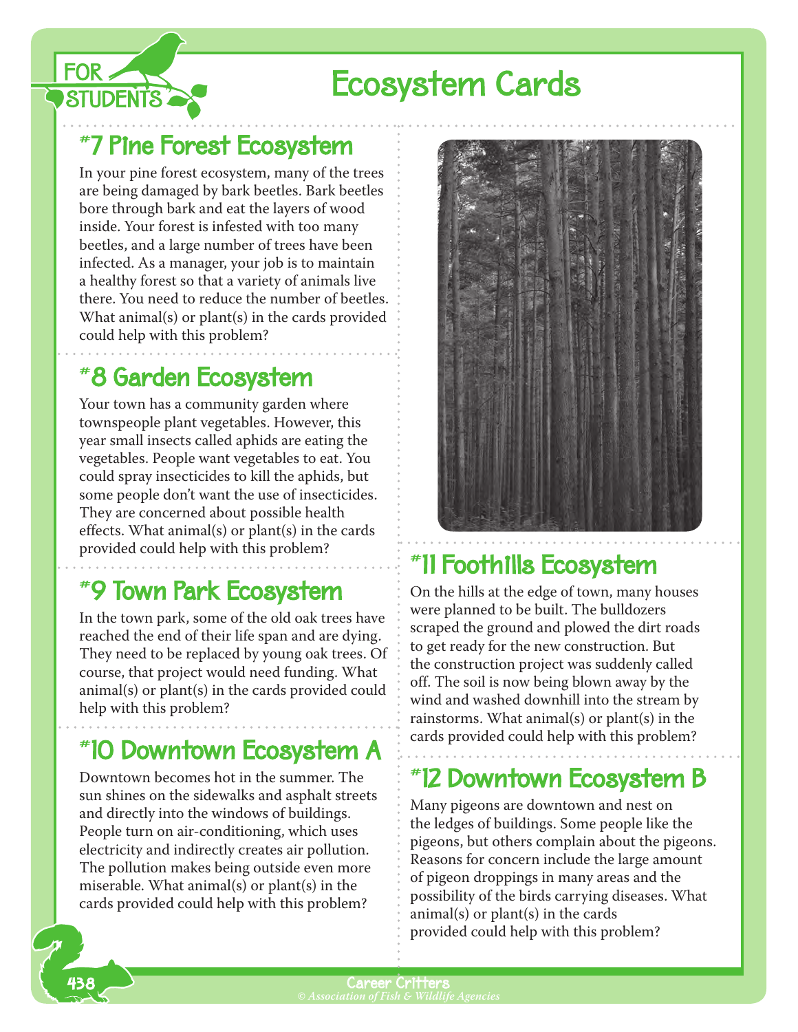FOR STUDENTS

# Ecosystem Cards

## #7 Pine Forest Ecosystem

In your pine forest ecosystem, many of the trees are being damaged by bark beetles. Bark beetles bore through bark and eat the layers of wood inside. Your forest is infested with too many beetles, and a large number of trees have been infected. As a manager, your job is to maintain a healthy forest so that a variety of animals live there. You need to reduce the number of beetles. What animal(s) or plant(s) in the cards provided could help with this problem?

## #8 Garden Ecosystem

Your town has a community garden where townspeople plant vegetables. However, this year small insects called aphids are eating the vegetables. People want vegetables to eat. You could spray insecticides to kill the aphids, but some people don't want the use of insecticides. They are concerned about possible health effects. What animal(s) or plant(s) in the cards provided could help with this problem?

## #9 Town Park Ecosystem

In the town park, some of the old oak trees have reached the end of their life span and are dying. They need to be replaced by young oak trees. Of course, that project would need funding. What animal(s) or plant(s) in the cards provided could help with this problem?

## #10 Downtown Ecosystem A

Downtown becomes hot in the summer. The sun shines on the sidewalks and asphalt streets and directly into the windows of buildings. People turn on air-conditioning, which uses electricity and indirectly creates air pollution. The pollution makes being outside even more miserable. What animal(s) or plant(s) in the cards provided could help with this problem?

## #11 Foothills Ecosystem

On the hills at the edge of town, many houses were planned to be built. The bulldozers scraped the ground and plowed the dirt roads to get ready for the new construction. But the construction project was suddenly called off. The soil is now being blown away by the wind and washed downhill into the stream by rainstorms. What animal(s) or plant(s) in the cards provided could help with this problem?

## #12 Downtown Ecosystem B

Many pigeons are downtown and nest on the ledges of buildings. Some people like the pigeons, but others complain about the pigeons. Reasons for concern include the large amount of pigeon droppings in many areas and the possibility of the birds carrying diseases. What animal(s) or plant(s) in the cards provided could help with this problem?